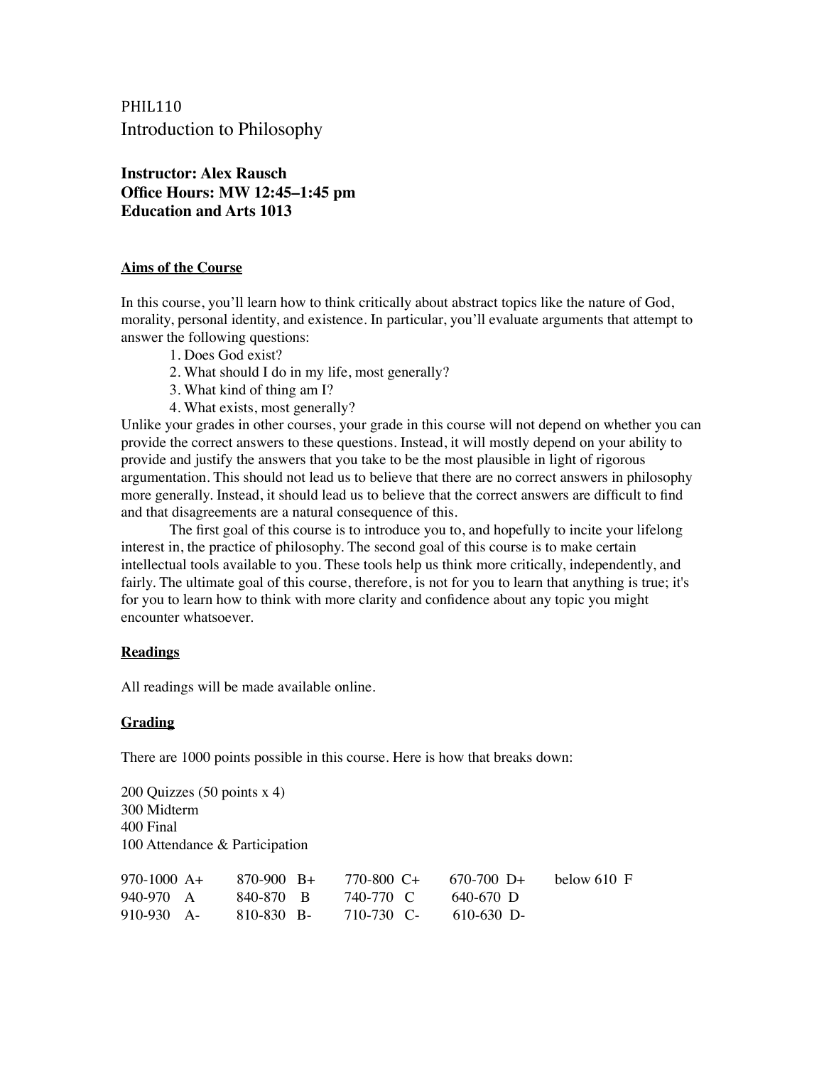PHIL110

# Introduction to Philosophy

**Instructor: Alex Rausch**
**Office Hours: MW 12:45–1:45 pm**
**Education and Arts 1013**

## Aims of the Course

In this course, you'll learn how to think critically about abstract topics like the nature of God, morality, personal identity, and existence. In particular, you'll evaluate arguments that attempt to answer the following questions:

1. Does God exist?
2. What should I do in my life, most generally?
3. What kind of thing am I?
4. What exists, most generally?

Unlike your grades in other courses, your grade in this course will not depend on whether you can provide the correct answers to these questions. Instead, it will mostly depend on your ability to provide and justify the answers that you take to be the most plausible in light of rigorous argumentation. This should not lead us to believe that there are no correct answers in philosophy more generally. Instead, it should lead us to believe that the correct answers are difficult to find and that disagreements are a natural consequence of this.

The first goal of this course is to introduce you to, and hopefully to incite your lifelong interest in, the practice of philosophy. The second goal of this course is to make certain intellectual tools available to you. These tools help us think more critically, independently, and fairly. The ultimate goal of this course, therefore, is not for you to learn that anything is true; it's for you to learn how to think with more clarity and confidence about any topic you might encounter whatsoever.

## Readings

All readings will be made available online.

## Grading

There are 1000 points possible in this course. Here is how that breaks down:

200 Quizzes (50 points x 4)
300 Midterm
400 Final
100 Attendance & Participation

| | | | | |
|---|---|---|---|---|
| 970-1000 A+ | 870-900 B+ | 770-800 C+ | 670-700 D+ | below 610 F |
| 940-970 A | 840-870 B | 740-770 C | 640-670 D | |
| 910-930 A- | 810-830 B- | 710-730 C- | 610-630 D- | |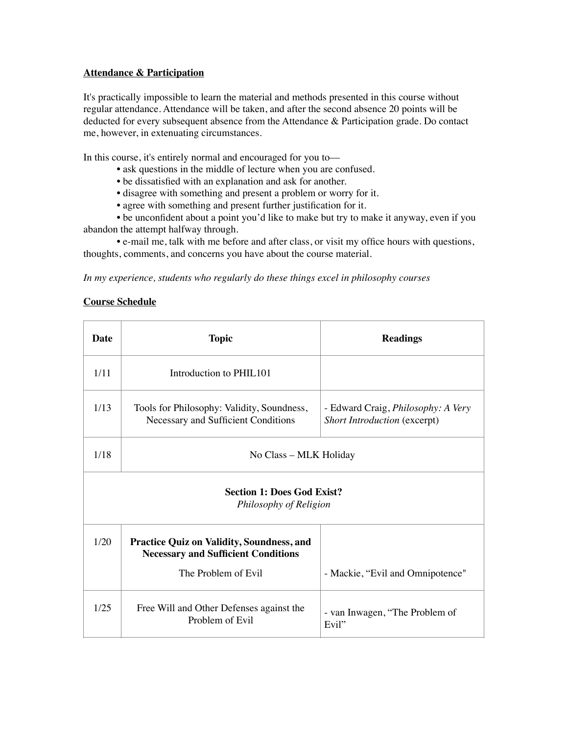**Attendance & Participation**

It's practically impossible to learn the material and methods presented in this course without regular attendance. Attendance will be taken, and after the second absence 20 points will be deducted for every subsequent absence from the Attendance & Participation grade. Do contact me, however, in extenuating circumstances.

In this course, it's entirely normal and encouraged for you to—

- ask questions in the middle of lecture when you are confused.
- be dissatisfied with an explanation and ask for another.
- disagree with something and present a problem or worry for it.
- agree with something and present further justification for it.
- be unconfident about a point you'd like to make but try to make it anyway, even if you abandon the attempt halfway through.
- e-mail me, talk with me before and after class, or visit my office hours with questions, thoughts, comments, and concerns you have about the course material.

*In my experience, students who regularly do these things excel in philosophy courses*

**Course Schedule**

| Date | Topic | Readings |
|---|---|---|
| 1/11 | Introduction to PHIL101 | |
| 1/13 | Tools for Philosophy: Validity, Soundness, Necessary and Sufficient Conditions | - Edward Craig, *Philosophy: A Very Short Introduction* (excerpt) |
| 1/18 | No Class – MLK Holiday | |
| **Section 1: Does God Exist?** *Philosophy of Religion* | | |
| 1/20 | **Practice Quiz on Validity, Soundness, and Necessary and Sufficient Conditions** The Problem of Evil | - Mackie, "Evil and Omnipotence" |
| 1/25 | Free Will and Other Defenses against the Problem of Evil | - van Inwagen, "The Problem of Evil" |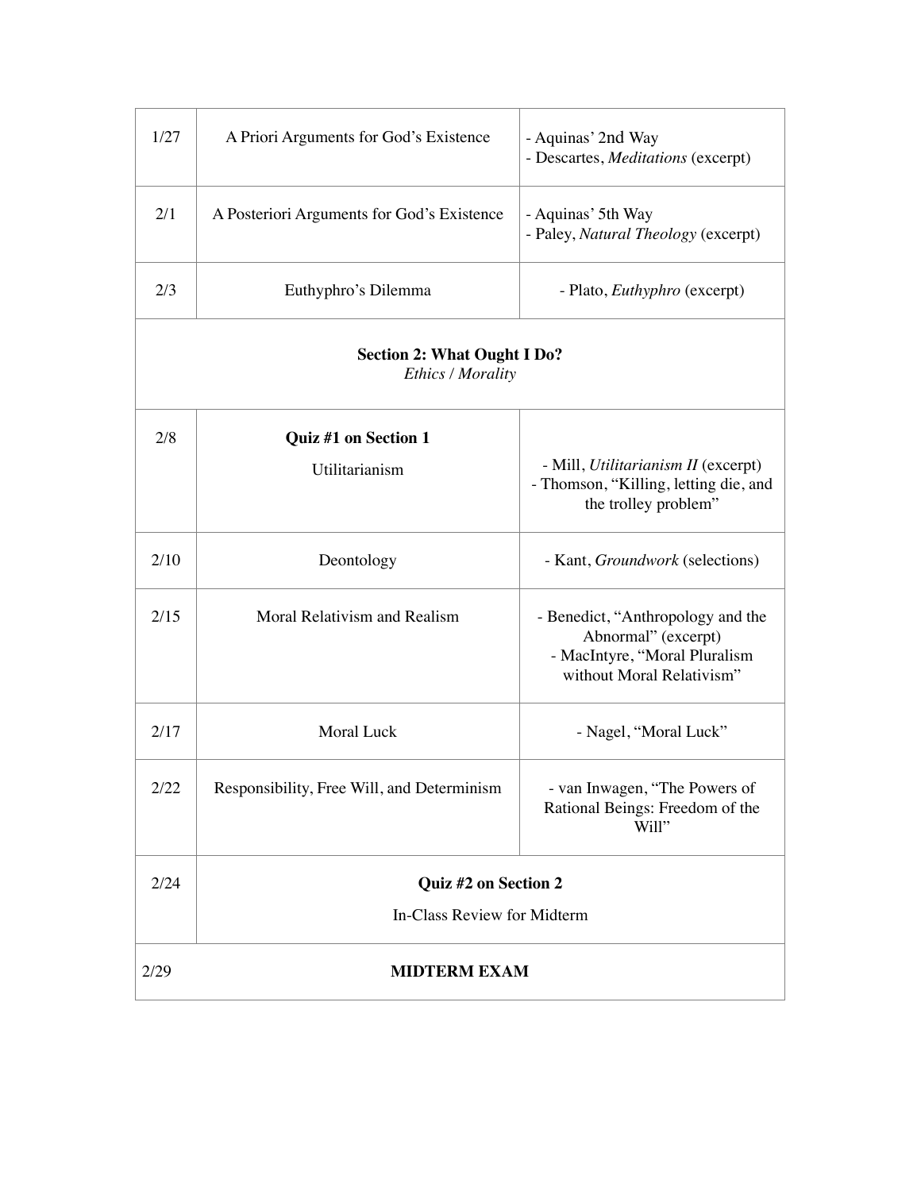| | | |
|---|---|---|
| 1/27 | A Priori Arguments for God's Existence | - Aquinas' 2nd Way<br>- Descartes, *Meditations* (excerpt) |
| 2/1 | A Posteriori Arguments for God's Existence | - Aquinas' 5th Way<br>- Paley, *Natural Theology* (excerpt) |
| 2/3 | Euthyphro's Dilemma | - Plato, *Euthyphro* (excerpt) |
| **Section 2: What Ought I Do?**<br>*Ethics / Morality* | | |
| 2/8 | **Quiz #1 on Section 1**<br>Utilitarianism | - Mill, *Utilitarianism II* (excerpt)<br>- Thomson, "Killing, letting die, and the trolley problem" |
| 2/10 | Deontology | - Kant, *Groundwork* (selections) |
| 2/15 | Moral Relativism and Realism | - Benedict, "Anthropology and the Abnormal" (excerpt)<br>- MacIntyre, "Moral Pluralism without Moral Relativism" |
| 2/17 | Moral Luck | - Nagel, "Moral Luck" |
| 2/22 | Responsibility, Free Will, and Determinism | - van Inwagen, "The Powers of Rational Beings: Freedom of the Will" |
| 2/24 | **Quiz #2 on Section 2**<br>In-Class Review for Midterm | |
| 2/29 | **MIDTERM EXAM** | |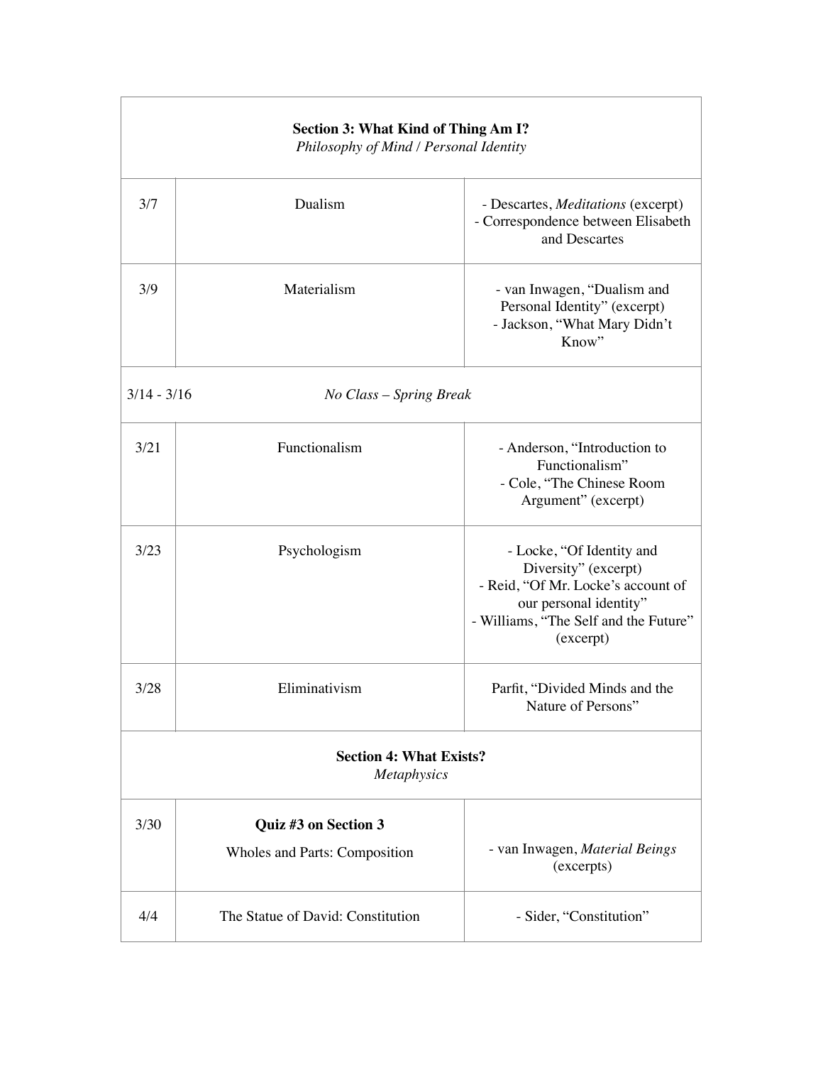| | | |
|---|---|---|
| **Section 3: What Kind of Thing Am I?**<br>*Philosophy of Mind / Personal Identity* | | |
| 3/7 | Dualism | - Descartes, *Meditations* (excerpt)<br>- Correspondence between Elisabeth and Descartes |
| 3/9 | Materialism | - van Inwagen, "Dualism and Personal Identity" (excerpt)<br>- Jackson, "What Mary Didn't Know" |
| 3/14 - 3/16 | *No Class – Spring Break* | |
| 3/21 | Functionalism | - Anderson, "Introduction to Functionalism"<br>- Cole, "The Chinese Room Argument" (excerpt) |
| 3/23 | Psychologism | - Locke, "Of Identity and Diversity" (excerpt)<br>- Reid, "Of Mr. Locke's account of our personal identity"<br>- Williams, "The Self and the Future" (excerpt) |
| 3/28 | Eliminativism | Parfit, "Divided Minds and the Nature of Persons" |
| **Section 4: What Exists?**<br>*Metaphysics* | | |
| 3/30 | **Quiz #3 on Section 3**<br>Wholes and Parts: Composition | - van Inwagen, *Material Beings* (excerpts) |
| 4/4 | The Statue of David: Constitution | - Sider, "Constitution" |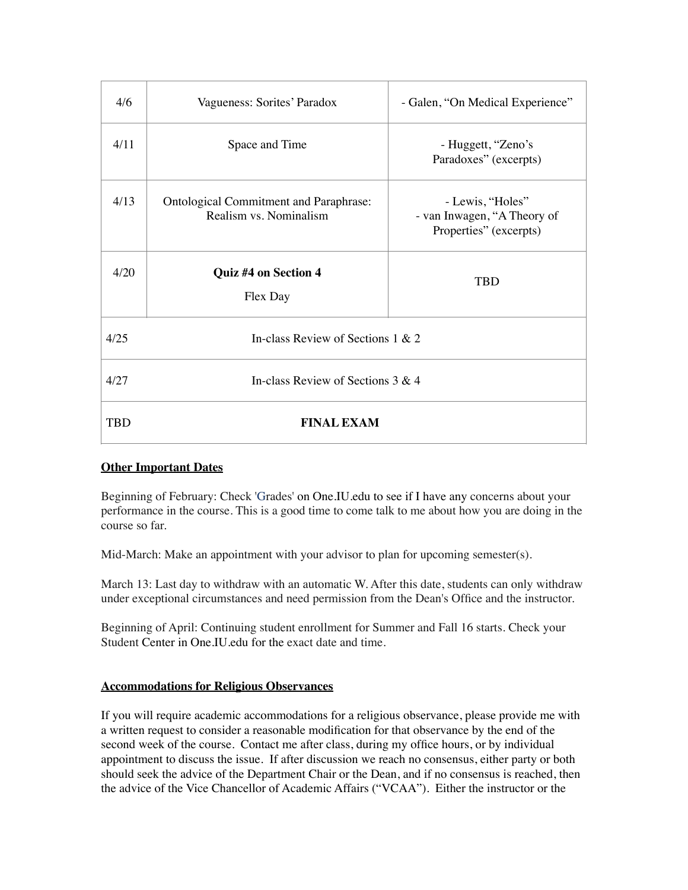| 4/6 | Vagueness: Sorites' Paradox | - Galen, "On Medical Experience" |
|---|---|---|
| 4/11 | Space and Time | - Huggett, "Zeno's Paradoxes" (excerpts) |
| 4/13 | Ontological Commitment and Paraphrase: Realism vs. Nominalism | - Lewis, "Holes"<br>- van Inwagen, "A Theory of Properties" (excerpts) |
| 4/20 | **Quiz #4 on Section 4**<br>Flex Day | TBD |
| 4/25 | In-class Review of Sections 1 & 2 | |
| 4/27 | In-class Review of Sections 3 & 4 | |
| TBD | **FINAL EXAM** | |

**Other Important Dates**

Beginning of February: Check 'Grades' on One.IU.edu to see if I have any concerns about your performance in the course. This is a good time to come talk to me about how you are doing in the course so far.

Mid-March: Make an appointment with your advisor to plan for upcoming semester(s).

March 13: Last day to withdraw with an automatic W. After this date, students can only withdraw under exceptional circumstances and need permission from the Dean's Office and the instructor.

Beginning of April: Continuing student enrollment for Summer and Fall 16 starts. Check your Student Center in One.IU.edu for the exact date and time.

**Accommodations for Religious Observances**

If you will require academic accommodations for a religious observance, please provide me with a written request to consider a reasonable modification for that observance by the end of the second week of the course. Contact me after class, during my office hours, or by individual appointment to discuss the issue. If after discussion we reach no consensus, either party or both should seek the advice of the Department Chair or the Dean, and if no consensus is reached, then the advice of the Vice Chancellor of Academic Affairs ("VCAA"). Either the instructor or the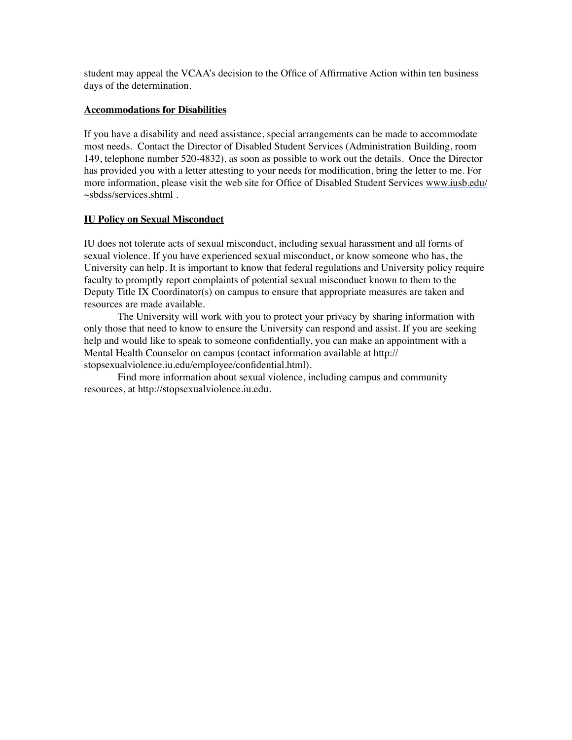student may appeal the VCAA's decision to the Office of Affirmative Action within ten business days of the determination.

**Accommodations for Disabilities**

If you have a disability and need assistance, special arrangements can be made to accommodate most needs. Contact the Director of Disabled Student Services (Administration Building, room 149, telephone number 520-4832), as soon as possible to work out the details. Once the Director has provided you with a letter attesting to your needs for modification, bring the letter to me. For more information, please visit the web site for Office of Disabled Student Services www.iusb.edu/~sbdss/services.shtml .

**IU Policy on Sexual Misconduct**

IU does not tolerate acts of sexual misconduct, including sexual harassment and all forms of sexual violence. If you have experienced sexual misconduct, or know someone who has, the University can help. It is important to know that federal regulations and University policy require faculty to promptly report complaints of potential sexual misconduct known to them to the Deputy Title IX Coordinator(s) on campus to ensure that appropriate measures are taken and resources are made available.

The University will work with you to protect your privacy by sharing information with only those that need to know to ensure the University can respond and assist. If you are seeking help and would like to speak to someone confidentially, you can make an appointment with a Mental Health Counselor on campus (contact information available at http://stopsexualviolence.iu.edu/employee/confidential.html).

Find more information about sexual violence, including campus and community resources, at http://stopsexualviolence.iu.edu.